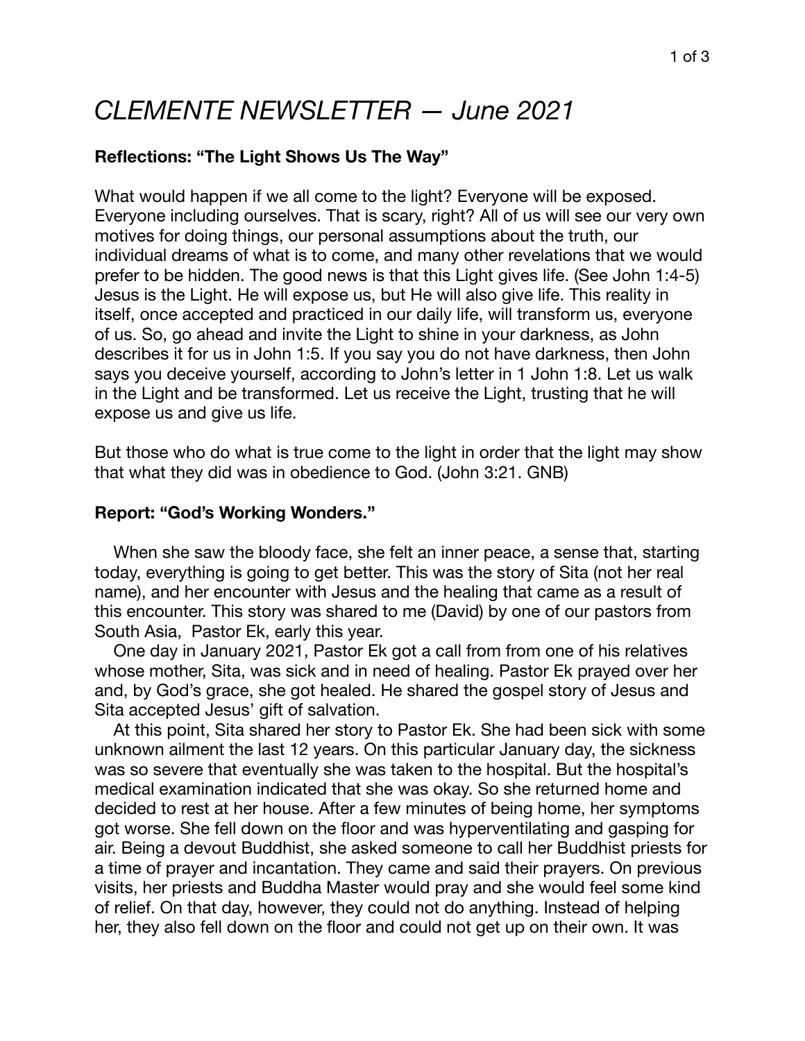# *CLEMENTE NEWSLETTER — June 2021*

**Reflections: "The Light Shows Us The Way"**

What would happen if we all come to the light? Everyone will be exposed. Everyone including ourselves. That is scary, right? All of us will see our very own motives for doing things, our personal assumptions about the truth, our individual dreams of what is to come, and many other revelations that we would prefer to be hidden. The good news is that this Light gives life. (See John 1:4-5) Jesus is the Light. He will expose us, but He will also give life. This reality in itself, once accepted and practiced in our daily life, will transform us, everyone of us. So, go ahead and invite the Light to shine in your darkness, as John describes it for us in John 1:5. If you say you do not have darkness, then John says you deceive yourself, according to John's letter in 1 John 1:8. Let us walk in the Light and be transformed. Let us receive the Light, trusting that he will expose us and give us life.

But those who do what is true come to the light in order that the light may show that what they did was in obedience to God. (John 3:21. GNB)

**Report: "God's Working Wonders."**

When she saw the bloody face, she felt an inner peace, a sense that, starting today, everything is going to get better. This was the story of Sita (not her real name), and her encounter with Jesus and the healing that came as a result of this encounter. This story was shared to me (David) by one of our pastors from South Asia, Pastor Ek, early this year.

One day in January 2021, Pastor Ek got a call from from one of his relatives whose mother, Sita, was sick and in need of healing. Pastor Ek prayed over her and, by God's grace, she got healed. He shared the gospel story of Jesus and Sita accepted Jesus' gift of salvation.

At this point, Sita shared her story to Pastor Ek. She had been sick with some unknown ailment the last 12 years. On this particular January day, the sickness was so severe that eventually she was taken to the hospital. But the hospital's medical examination indicated that she was okay. So she returned home and decided to rest at her house. After a few minutes of being home, her symptoms got worse. She fell down on the floor and was hyperventilating and gasping for air. Being a devout Buddhist, she asked someone to call her Buddhist priests for a time of prayer and incantation. They came and said their prayers. On previous visits, her priests and Buddha Master would pray and she would feel some kind of relief. On that day, however, they could not do anything. Instead of helping her, they also fell down on the floor and could not get up on their own. It was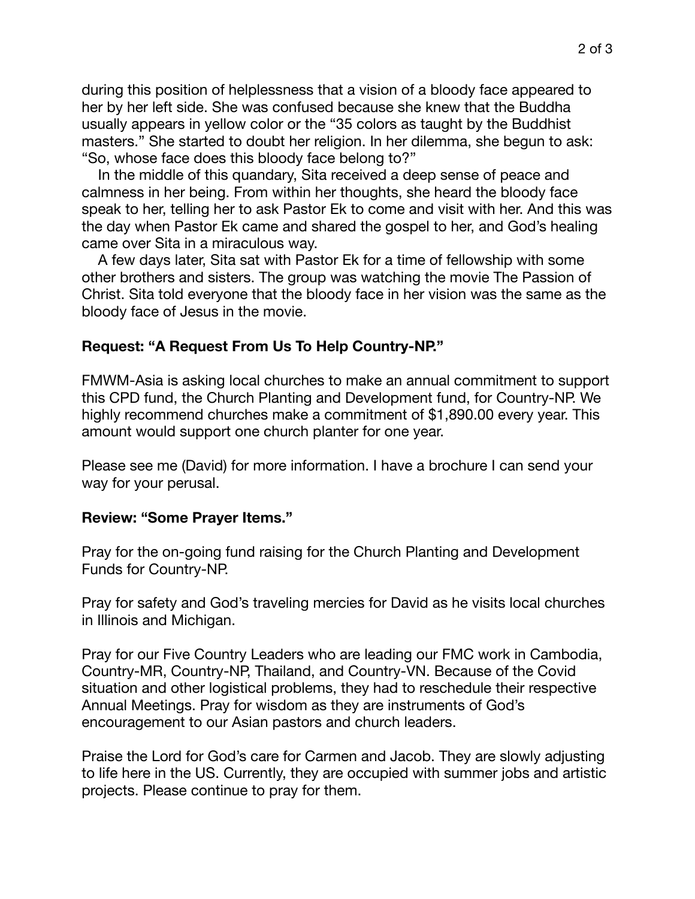during this position of helplessness that a vision of a bloody face appeared to her by her left side. She was confused because she knew that the Buddha usually appears in yellow color or the “35 colors as taught by the Buddhist masters.” She started to doubt her religion. In her dilemma, she begun to ask: “So, whose face does this bloody face belong to?”

In the middle of this quandary, Sita received a deep sense of peace and calmness in her being. From within her thoughts, she heard the bloody face speak to her, telling her to ask Pastor Ek to come and visit with her. And this was the day when Pastor Ek came and shared the gospel to her, and God’s healing came over Sita in a miraculous way.

A few days later, Sita sat with Pastor Ek for a time of fellowship with some other brothers and sisters. The group was watching the movie The Passion of Christ. Sita told everyone that the bloody face in her vision was the same as the bloody face of Jesus in the movie.

**Request: “A Request From Us To Help Country-NP.”**

FMWM-Asia is asking local churches to make an annual commitment to support this CPD fund, the Church Planting and Development fund, for Country-NP. We highly recommend churches make a commitment of $1,890.00 every year. This amount would support one church planter for one year.

Please see me (David) for more information. I have a brochure I can send your way for your perusal.

**Review: “Some Prayer Items.”**

Pray for the on-going fund raising for the Church Planting and Development Funds for Country-NP.

Pray for safety and God’s traveling mercies for David as he visits local churches in Illinois and Michigan.

Pray for our Five Country Leaders who are leading our FMC work in Cambodia, Country-MR, Country-NP, Thailand, and Country-VN. Because of the Covid situation and other logistical problems, they had to reschedule their respective Annual Meetings. Pray for wisdom as they are instruments of God’s encouragement to our Asian pastors and church leaders.

Praise the Lord for God’s care for Carmen and Jacob. They are slowly adjusting to life here in the US. Currently, they are occupied with summer jobs and artistic projects. Please continue to pray for them.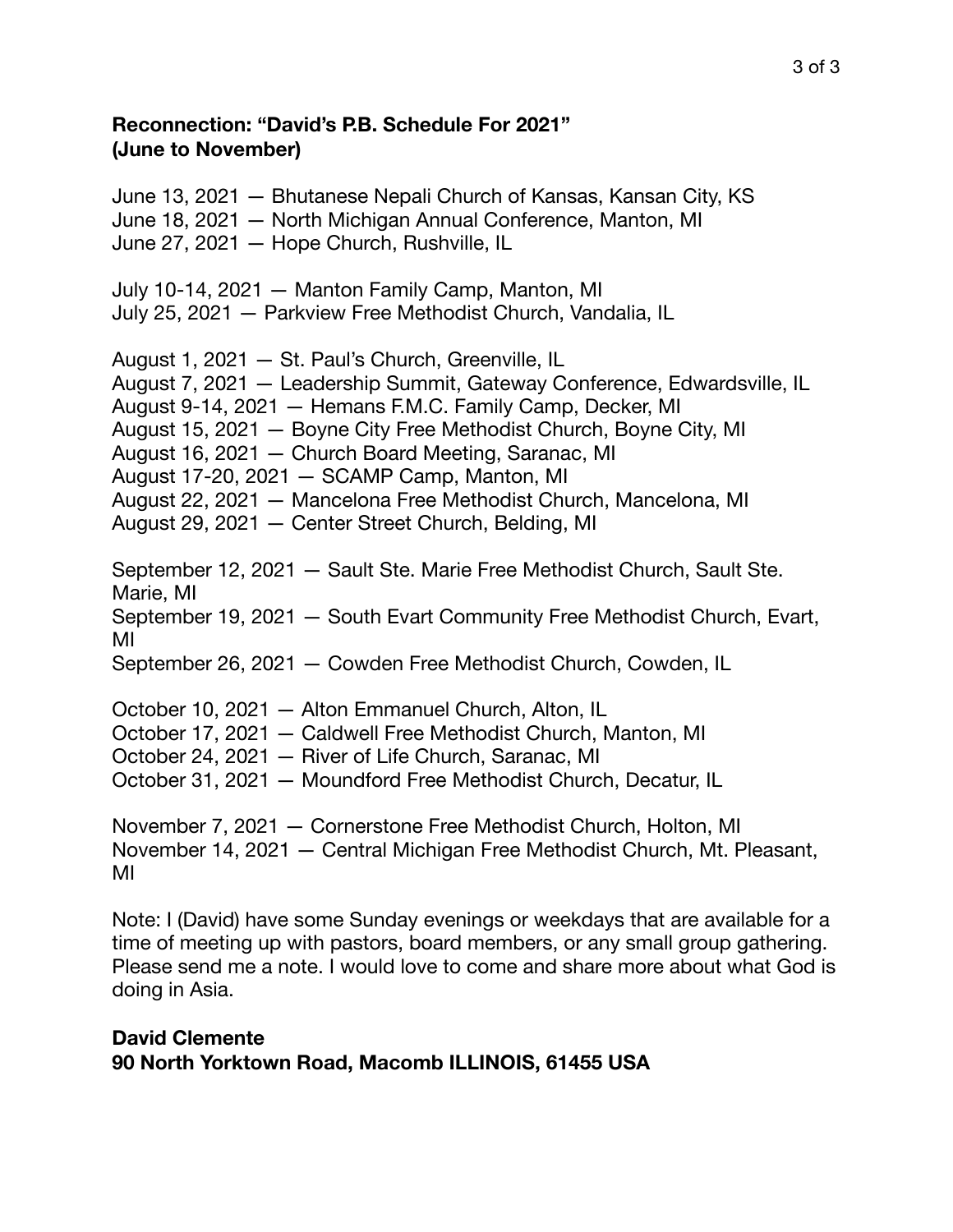**Reconnection: "David's P.B. Schedule For 2021"**
**(June to November)**

June 13, 2021 — Bhutanese Nepali Church of Kansas, Kansan City, KS
June 18, 2021 — North Michigan Annual Conference, Manton, MI
June 27, 2021 — Hope Church, Rushville, IL

July 10-14, 2021 — Manton Family Camp, Manton, MI
July 25, 2021 — Parkview Free Methodist Church, Vandalia, IL

August 1, 2021 — St. Paul's Church, Greenville, IL
August 7, 2021 — Leadership Summit, Gateway Conference, Edwardsville, IL
August 9-14, 2021 — Hemans F.M.C. Family Camp, Decker, MI
August 15, 2021 — Boyne City Free Methodist Church, Boyne City, MI
August 16, 2021 — Church Board Meeting, Saranac, MI
August 17-20, 2021 — SCAMP Camp, Manton, MI
August 22, 2021 — Mancelona Free Methodist Church, Mancelona, MI
August 29, 2021 — Center Street Church, Belding, MI

September 12, 2021 — Sault Ste. Marie Free Methodist Church, Sault Ste. Marie, MI
September 19, 2021 — South Evart Community Free Methodist Church, Evart, MI
September 26, 2021 — Cowden Free Methodist Church, Cowden, IL

October 10, 2021 — Alton Emmanuel Church, Alton, IL
October 17, 2021 — Caldwell Free Methodist Church, Manton, MI
October 24, 2021 — River of Life Church, Saranac, MI
October 31, 2021 — Moundford Free Methodist Church, Decatur, IL

November 7, 2021 — Cornerstone Free Methodist Church, Holton, MI
November 14, 2021 — Central Michigan Free Methodist Church, Mt. Pleasant, MI

Note: I (David) have some Sunday evenings or weekdays that are available for a time of meeting up with pastors, board members, or any small group gathering. Please send me a note. I would love to come and share more about what God is doing in Asia.

**David Clemente**
**90 North Yorktown Road, Macomb ILLINOIS, 61455 USA**